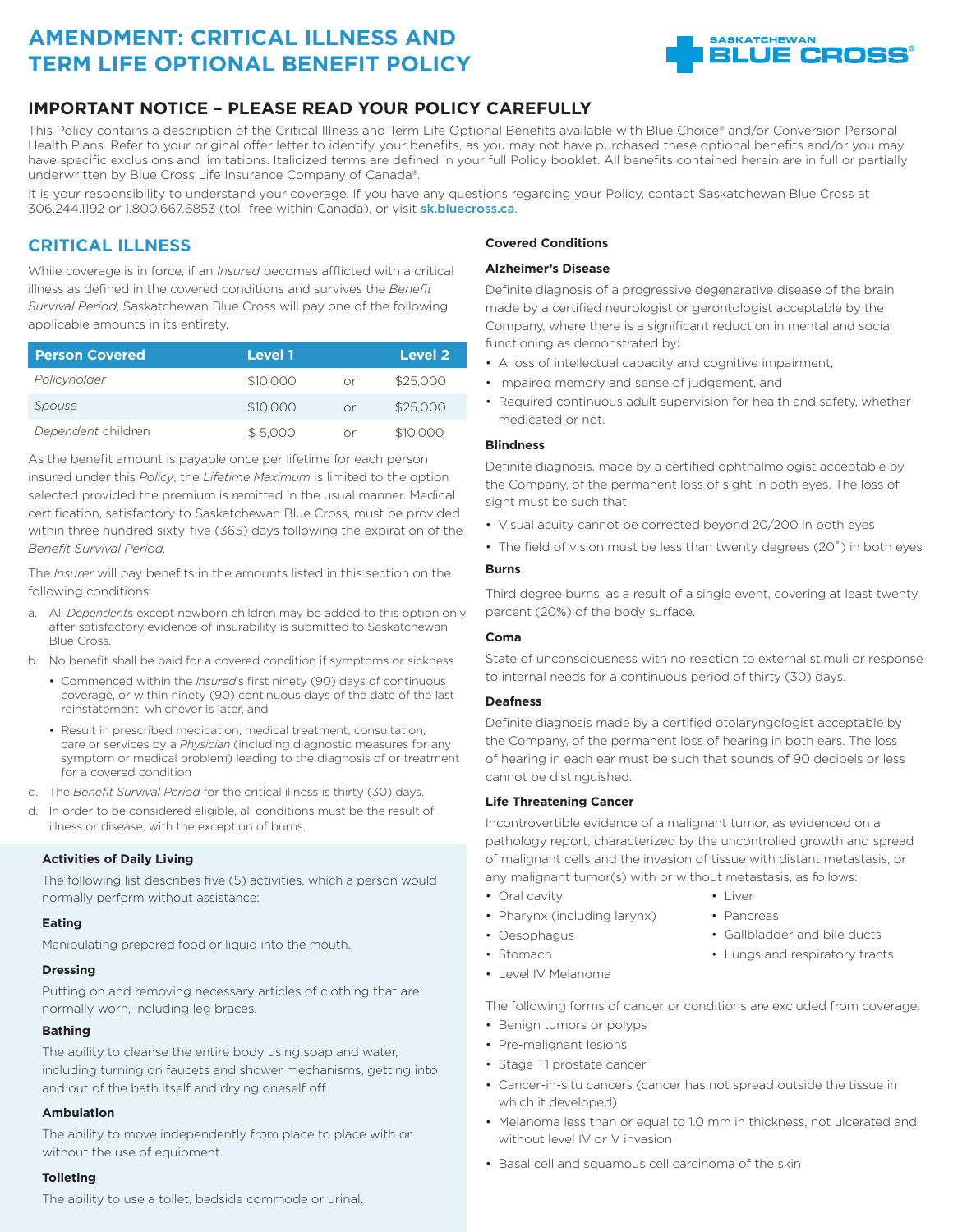# AMENDMENT: CRITICAL ILLNESS AND TERM LIFE OPTIONAL BENEFIT POLICY

## IMPORTANT NOTICE – PLEASE READ YOUR POLICY CAREFULLY

This Policy contains a description of the Critical Illness and Term Life Optional Benefits available with Blue Choice® and/or Conversion Personal Health Plans. Refer to your original offer letter to identify your benefits, as you may not have purchased these optional benefits and/or you may have specific exclusions and limitations. Italicized terms are defined in your full Policy booklet. All benefits contained herein are in full or partially underwritten by Blue Cross Life Insurance Company of Canada®.

It is your responsibility to understand your coverage. If you have any questions regarding your Policy, contact Saskatchewan Blue Cross at 306.244.1192 or 1.800.667.6853 (toll-free within Canada), or visit **sk.bluecross.ca**.

## CRITICAL ILLNESS

While coverage is in force, if an *Insured* becomes afflicted with a critical illness as defined in the covered conditions and survives the *Benefit Survival Period*, Saskatchewan Blue Cross will pay one of the following applicable amounts in its entirety.

| Person Covered | Level 1 | | Level 2 |
|---|---|---|---|
| *Policyholder* | $10,000 | or | $25,000 |
| *Spouse* | $10,000 | or | $25,000 |
| *Dependent* children | $ 5,000 | or | $10,000 |

As the benefit amount is payable once per lifetime for each person insured under this *Policy*, the *Lifetime Maximum* is limited to the option selected provided the premium is remitted in the usual manner. Medical certification, satisfactory to Saskatchewan Blue Cross, must be provided within three hundred sixty-five (365) days following the expiration of the *Benefit Survival Period*.

The *Insurer* will pay benefits in the amounts listed in this section on the following conditions:

a. All *Dependent*s except newborn children may be added to this option only after satisfactory evidence of insurability is submitted to Saskatchewan Blue Cross.
b. No benefit shall be paid for a covered condition if symptoms or sickness
   - Commenced within the *Insured*'s first ninety (90) days of continuous coverage, or within ninety (90) continuous days of the date of the last reinstatement, whichever is later, and
   - Result in prescribed medication, medical treatment, consultation, care or services by a *Physician* (including diagnostic measures for any symptom or medical problem) leading to the diagnosis of or treatment for a covered condition
c. The *Benefit Survival Period* for the critical illness is thirty (30) days.
d. In order to be considered eligible, all conditions must be the result of illness or disease, with the exception of burns.

### Activities of Daily Living

The following list describes five (5) activities, which a person would normally perform without assistance:

**Eating**

Manipulating prepared food or liquid into the mouth.

**Dressing**

Putting on and removing necessary articles of clothing that are normally worn, including leg braces.

**Bathing**

The ability to cleanse the entire body using soap and water, including turning on faucets and shower mechanisms, getting into and out of the bath itself and drying oneself off.

**Ambulation**

The ability to move independently from place to place with or without the use of equipment.

**Toileting**

The ability to use a toilet, bedside commode or urinal.

### Covered Conditions

**Alzheimer's Disease**

Definite diagnosis of a progressive degenerative disease of the brain made by a certified neurologist or gerontologist acceptable by the Company, where there is a significant reduction in mental and social functioning as demonstrated by:

- A loss of intellectual capacity and cognitive impairment,
- Impaired memory and sense of judgement, and
- Required continuous adult supervision for health and safety, whether medicated or not.

**Blindness**

Definite diagnosis, made by a certified ophthalmologist acceptable by the Company, of the permanent loss of sight in both eyes. The loss of sight must be such that:

- Visual acuity cannot be corrected beyond 20/200 in both eyes
- The field of vision must be less than twenty degrees (20˚) in both eyes

**Burns**

Third degree burns, as a result of a single event, covering at least twenty percent (20%) of the body surface.

**Coma**

State of unconsciousness with no reaction to external stimuli or response to internal needs for a continuous period of thirty (30) days.

**Deafness**

Definite diagnosis made by a certified otolaryngologist acceptable by the Company, of the permanent loss of hearing in both ears. The loss of hearing in each ear must be such that sounds of 90 decibels or less cannot be distinguished.

**Life Threatening Cancer**

Incontrovertible evidence of a malignant tumor, as evidenced on a pathology report, characterized by the uncontrolled growth and spread of malignant cells and the invasion of tissue with distant metastasis, or any malignant tumor(s) with or without metastasis, as follows:

- Oral cavity
- Pharynx (including larynx)
- Oesophagus
- Stomach
- Level IV Melanoma
- Liver
- Pancreas
- Gallbladder and bile ducts
- Lungs and respiratory tracts

The following forms of cancer or conditions are excluded from coverage:

- Benign tumors or polyps
- Pre-malignant lesions
- Stage T1 prostate cancer
- Cancer-in-situ cancers (cancer has not spread outside the tissue in which it developed)
- Melanoma less than or equal to 1.0 mm in thickness, not ulcerated and without level IV or V invasion
- Basal cell and squamous cell carcinoma of the skin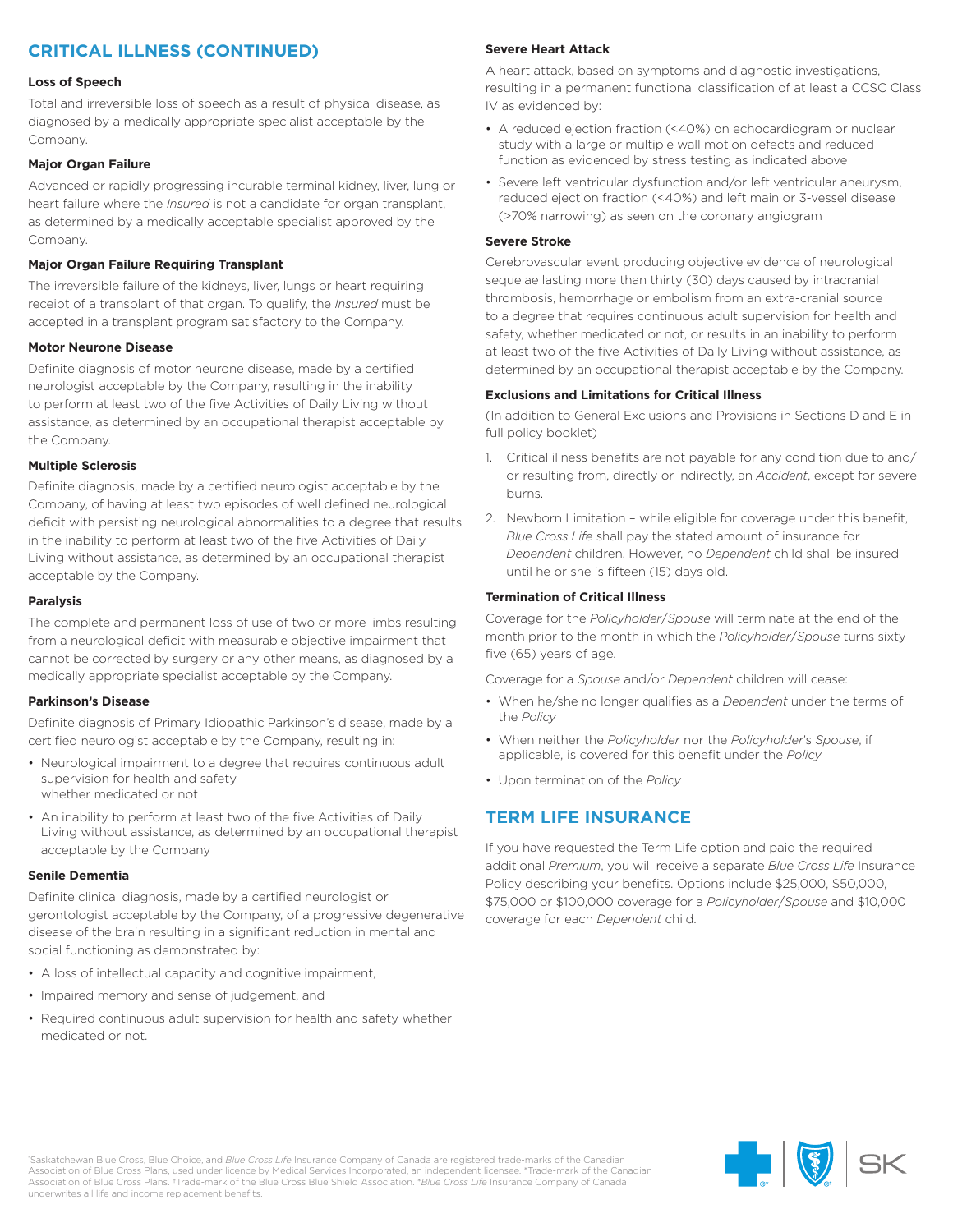## CRITICAL ILLNESS (CONTINUED)

### Loss of Speech

Total and irreversible loss of speech as a result of physical disease, as diagnosed by a medically appropriate specialist acceptable by the Company.

### Major Organ Failure

Advanced or rapidly progressing incurable terminal kidney, liver, lung or heart failure where the *Insured* is not a candidate for organ transplant, as determined by a medically acceptable specialist approved by the Company.

### Major Organ Failure Requiring Transplant

The irreversible failure of the kidneys, liver, lungs or heart requiring receipt of a transplant of that organ. To qualify, the *Insured* must be accepted in a transplant program satisfactory to the Company.

### Motor Neurone Disease

Definite diagnosis of motor neurone disease, made by a certified neurologist acceptable by the Company, resulting in the inability to perform at least two of the five Activities of Daily Living without assistance, as determined by an occupational therapist acceptable by the Company.

### Multiple Sclerosis

Definite diagnosis, made by a certified neurologist acceptable by the Company, of having at least two episodes of well defined neurological deficit with persisting neurological abnormalities to a degree that results in the inability to perform at least two of the five Activities of Daily Living without assistance, as determined by an occupational therapist acceptable by the Company.

### Paralysis

The complete and permanent loss of use of two or more limbs resulting from a neurological deficit with measurable objective impairment that cannot be corrected by surgery or any other means, as diagnosed by a medically appropriate specialist acceptable by the Company.

### Parkinson's Disease

Definite diagnosis of Primary Idiopathic Parkinson's disease, made by a certified neurologist acceptable by the Company, resulting in:

- Neurological impairment to a degree that requires continuous adult supervision for health and safety, whether medicated or not
- An inability to perform at least two of the five Activities of Daily Living without assistance, as determined by an occupational therapist acceptable by the Company

### Senile Dementia

Definite clinical diagnosis, made by a certified neurologist or gerontologist acceptable by the Company, of a progressive degenerative disease of the brain resulting in a significant reduction in mental and social functioning as demonstrated by:

- A loss of intellectual capacity and cognitive impairment,
- Impaired memory and sense of judgement, and
- Required continuous adult supervision for health and safety whether medicated or not.

### Severe Heart Attack

A heart attack, based on symptoms and diagnostic investigations, resulting in a permanent functional classification of at least a CCSC Class IV as evidenced by:

- A reduced ejection fraction (<40%) on echocardiogram or nuclear study with a large or multiple wall motion defects and reduced function as evidenced by stress testing as indicated above
- Severe left ventricular dysfunction and/or left ventricular aneurysm, reduced ejection fraction (<40%) and left main or 3-vessel disease (>70% narrowing) as seen on the coronary angiogram

### Severe Stroke

Cerebrovascular event producing objective evidence of neurological sequelae lasting more than thirty (30) days caused by intracranial thrombosis, hemorrhage or embolism from an extra-cranial source to a degree that requires continuous adult supervision for health and safety, whether medicated or not, or results in an inability to perform at least two of the five Activities of Daily Living without assistance, as determined by an occupational therapist acceptable by the Company.

### Exclusions and Limitations for Critical Illness

(In addition to General Exclusions and Provisions in Sections D and E in full policy booklet)

1. Critical illness benefits are not payable for any condition due to and/or resulting from, directly or indirectly, an *Accident*, except for severe burns.
2. Newborn Limitation – while eligible for coverage under this benefit, *Blue Cross Life* shall pay the stated amount of insurance for *Dependent* children. However, no *Dependent* child shall be insured until he or she is fifteen (15) days old.

### Termination of Critical Illness

Coverage for the *Policyholder/Spouse* will terminate at the end of the month prior to the month in which the *Policyholder/Spouse* turns sixty-five (65) years of age.

Coverage for a *Spouse* and/or *Dependent* children will cease:

- When he/she no longer qualifies as a *Dependent* under the terms of the *Policy*
- When neither the *Policyholder* nor the *Policyholder*'s *Spouse*, if applicable, is covered for this benefit under the *Policy*
- Upon termination of the *Policy*

## TERM LIFE INSURANCE

If you have requested the Term Life option and paid the required additional *Premium*, you will receive a separate *Blue Cross Life* Insurance Policy describing your benefits. Options include $25,000, $50,000, $75,000 or $100,000 coverage for a *Policyholder/Spouse* and $10,000 coverage for each *Dependent* child.

*Saskatchewan Blue Cross, Blue Choice, and *Blue Cross Life* Insurance Company of Canada are registered trade-marks of the Canadian Association of Blue Cross Plans, used under licence by Medical Services Incorporated, an independent licensee. *Trade-mark of the Canadian Association of Blue Cross Plans. †Trade-mark of the Blue Cross Blue Shield Association. **Blue Cross Life* Insurance Company of Canada underwrites all life and income replacement benefits.